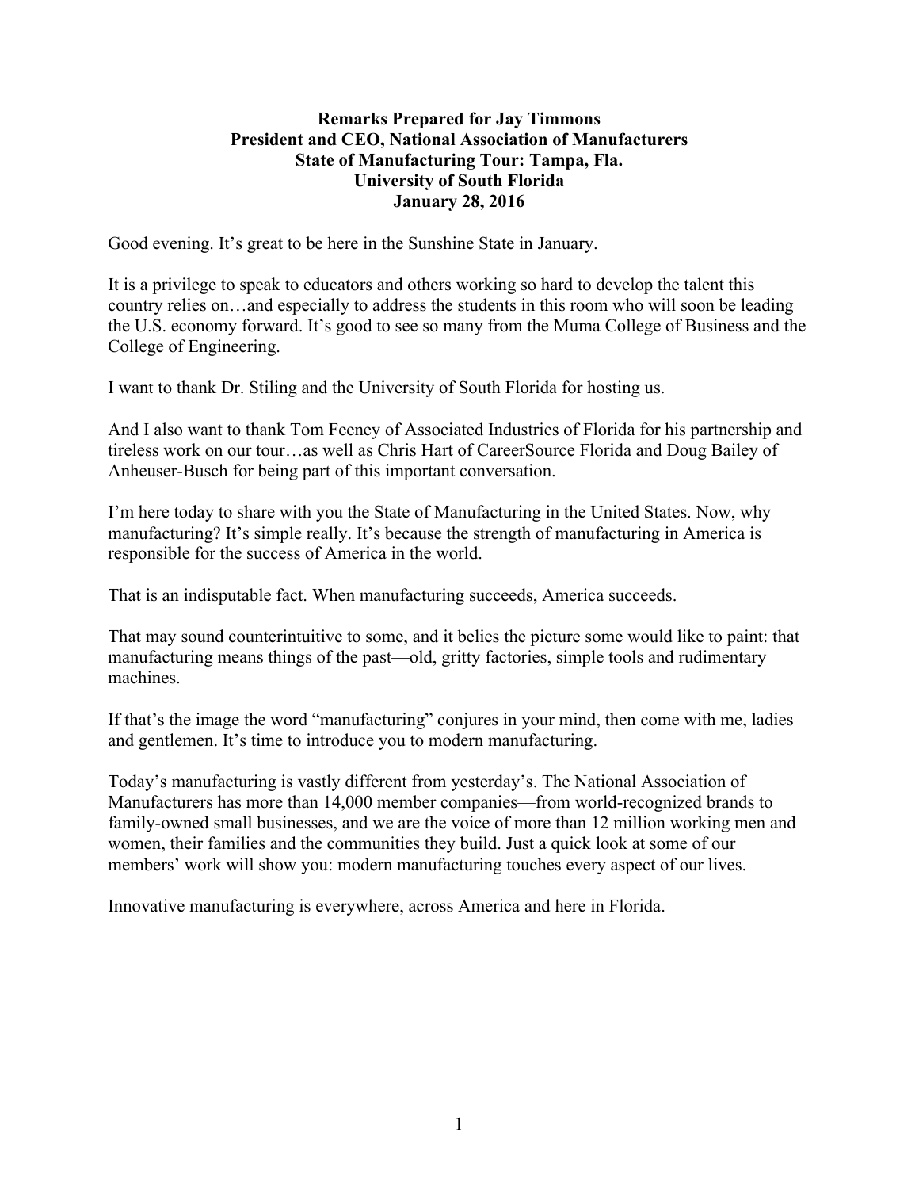**Remarks Prepared for Jay Timmons**
**President and CEO, National Association of Manufacturers**
**State of Manufacturing Tour: Tampa, Fla.**
**University of South Florida**
**January 28, 2016**

Good evening. It's great to be here in the Sunshine State in January.

It is a privilege to speak to educators and others working so hard to develop the talent this country relies on…and especially to address the students in this room who will soon be leading the U.S. economy forward. It's good to see so many from the Muma College of Business and the College of Engineering.

I want to thank Dr. Stiling and the University of South Florida for hosting us.

And I also want to thank Tom Feeney of Associated Industries of Florida for his partnership and tireless work on our tour…as well as Chris Hart of CareerSource Florida and Doug Bailey of Anheuser-Busch for being part of this important conversation.

I'm here today to share with you the State of Manufacturing in the United States. Now, why manufacturing? It's simple really. It's because the strength of manufacturing in America is responsible for the success of America in the world.

That is an indisputable fact. When manufacturing succeeds, America succeeds.

That may sound counterintuitive to some, and it belies the picture some would like to paint: that manufacturing means things of the past—old, gritty factories, simple tools and rudimentary machines.

If that's the image the word "manufacturing" conjures in your mind, then come with me, ladies and gentlemen. It's time to introduce you to modern manufacturing.

Today's manufacturing is vastly different from yesterday's. The National Association of Manufacturers has more than 14,000 member companies—from world-recognized brands to family-owned small businesses, and we are the voice of more than 12 million working men and women, their families and the communities they build. Just a quick look at some of our members' work will show you: modern manufacturing touches every aspect of our lives.

Innovative manufacturing is everywhere, across America and here in Florida.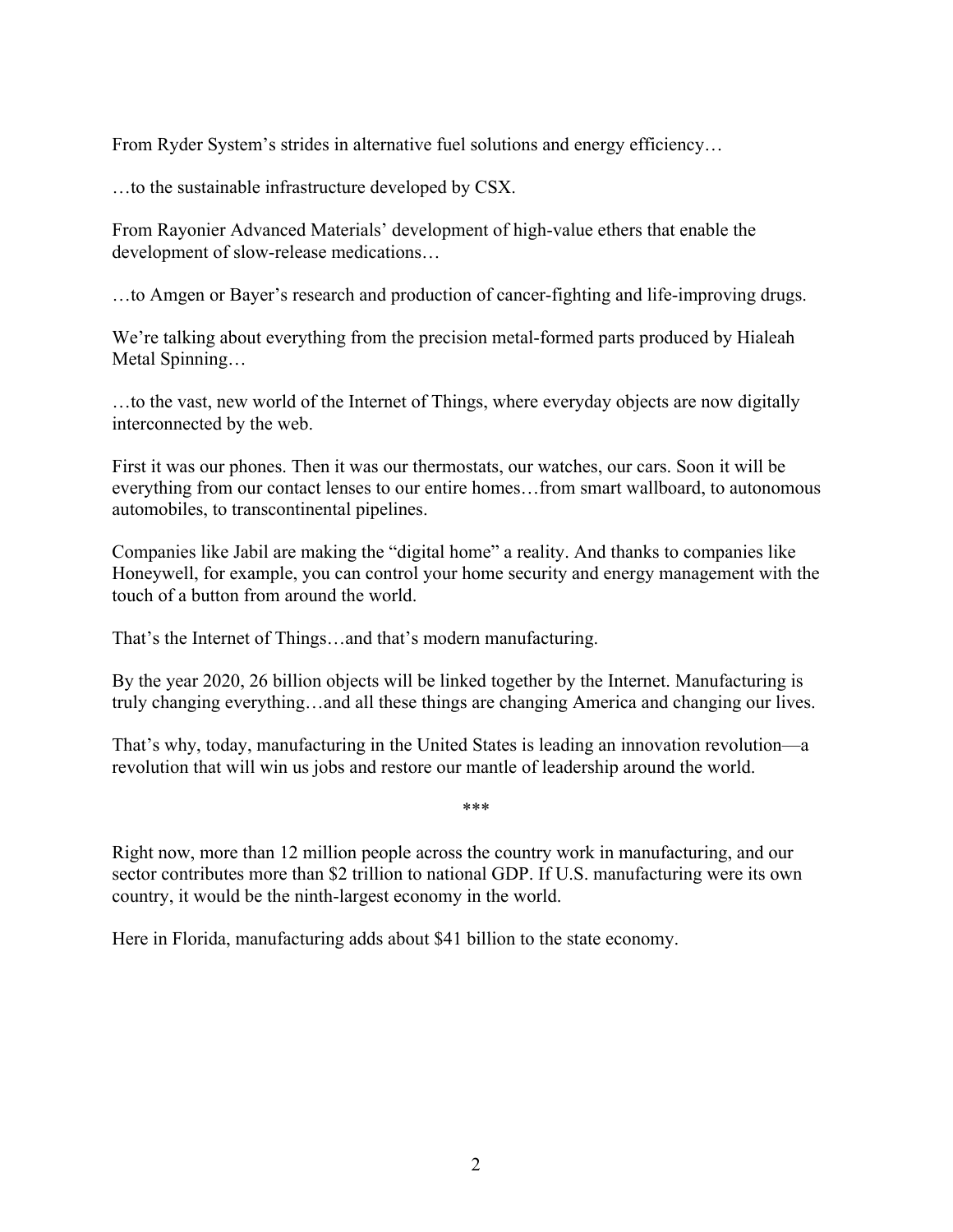From Ryder System's strides in alternative fuel solutions and energy efficiency…

…to the sustainable infrastructure developed by CSX.

From Rayonier Advanced Materials' development of high-value ethers that enable the development of slow-release medications…

…to Amgen or Bayer's research and production of cancer-fighting and life-improving drugs.

We're talking about everything from the precision metal-formed parts produced by Hialeah Metal Spinning…

…to the vast, new world of the Internet of Things, where everyday objects are now digitally interconnected by the web.

First it was our phones. Then it was our thermostats, our watches, our cars. Soon it will be everything from our contact lenses to our entire homes…from smart wallboard, to autonomous automobiles, to transcontinental pipelines.

Companies like Jabil are making the "digital home" a reality. And thanks to companies like Honeywell, for example, you can control your home security and energy management with the touch of a button from around the world.

That's the Internet of Things…and that's modern manufacturing.

By the year 2020, 26 billion objects will be linked together by the Internet. Manufacturing is truly changing everything…and all these things are changing America and changing our lives.

That's why, today, manufacturing in the United States is leading an innovation revolution—a revolution that will win us jobs and restore our mantle of leadership around the world.

***

Right now, more than 12 million people across the country work in manufacturing, and our sector contributes more than $2 trillion to national GDP. If U.S. manufacturing were its own country, it would be the ninth-largest economy in the world.

Here in Florida, manufacturing adds about $41 billion to the state economy.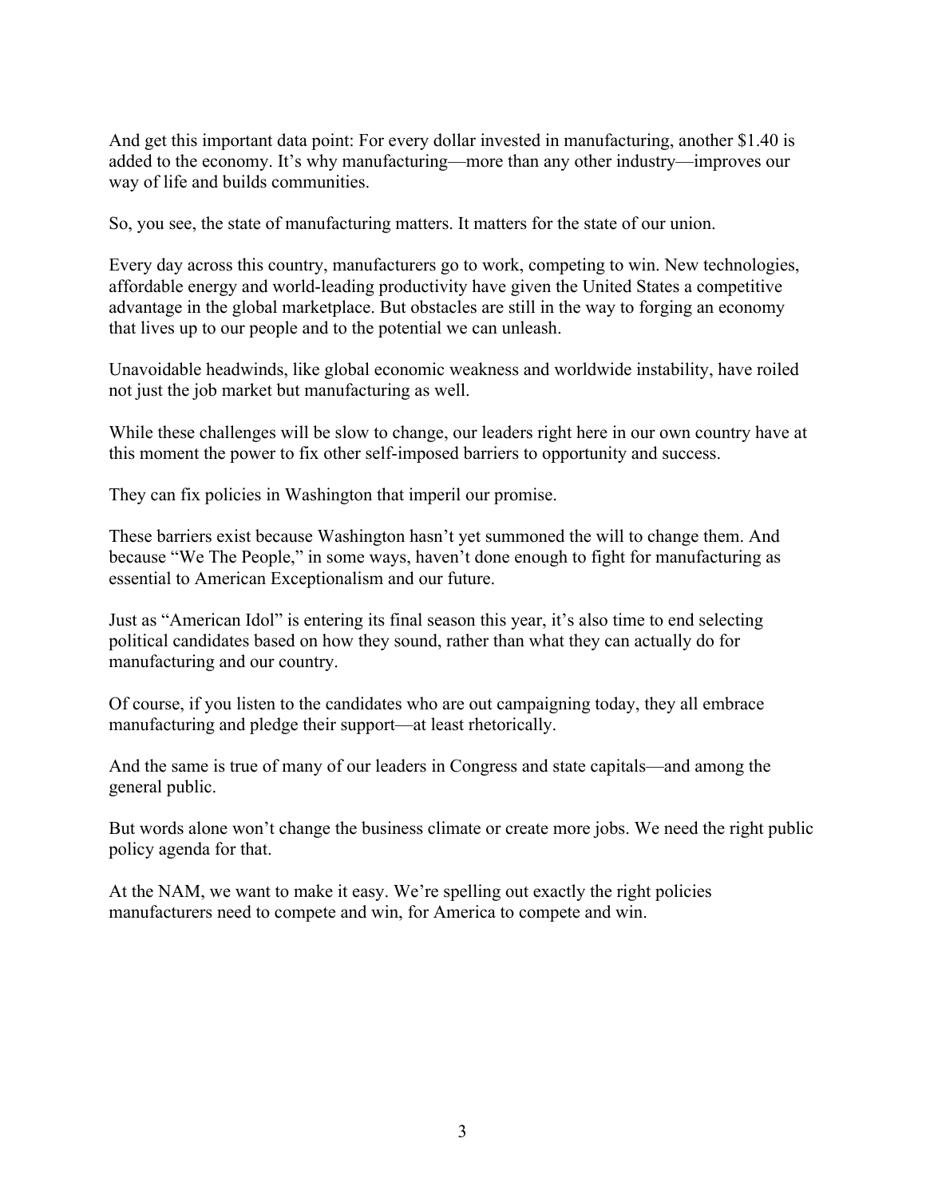And get this important data point: For every dollar invested in manufacturing, another $1.40 is added to the economy. It's why manufacturing—more than any other industry—improves our way of life and builds communities.

So, you see, the state of manufacturing matters. It matters for the state of our union.

Every day across this country, manufacturers go to work, competing to win. New technologies, affordable energy and world-leading productivity have given the United States a competitive advantage in the global marketplace. But obstacles are still in the way to forging an economy that lives up to our people and to the potential we can unleash.

Unavoidable headwinds, like global economic weakness and worldwide instability, have roiled not just the job market but manufacturing as well.

While these challenges will be slow to change, our leaders right here in our own country have at this moment the power to fix other self-imposed barriers to opportunity and success.

They can fix policies in Washington that imperil our promise.

These barriers exist because Washington hasn't yet summoned the will to change them. And because "We The People," in some ways, haven't done enough to fight for manufacturing as essential to American Exceptionalism and our future.

Just as "American Idol" is entering its final season this year, it's also time to end selecting political candidates based on how they sound, rather than what they can actually do for manufacturing and our country.

Of course, if you listen to the candidates who are out campaigning today, they all embrace manufacturing and pledge their support—at least rhetorically.

And the same is true of many of our leaders in Congress and state capitals—and among the general public.

But words alone won't change the business climate or create more jobs. We need the right public policy agenda for that.

At the NAM, we want to make it easy. We're spelling out exactly the right policies manufacturers need to compete and win, for America to compete and win.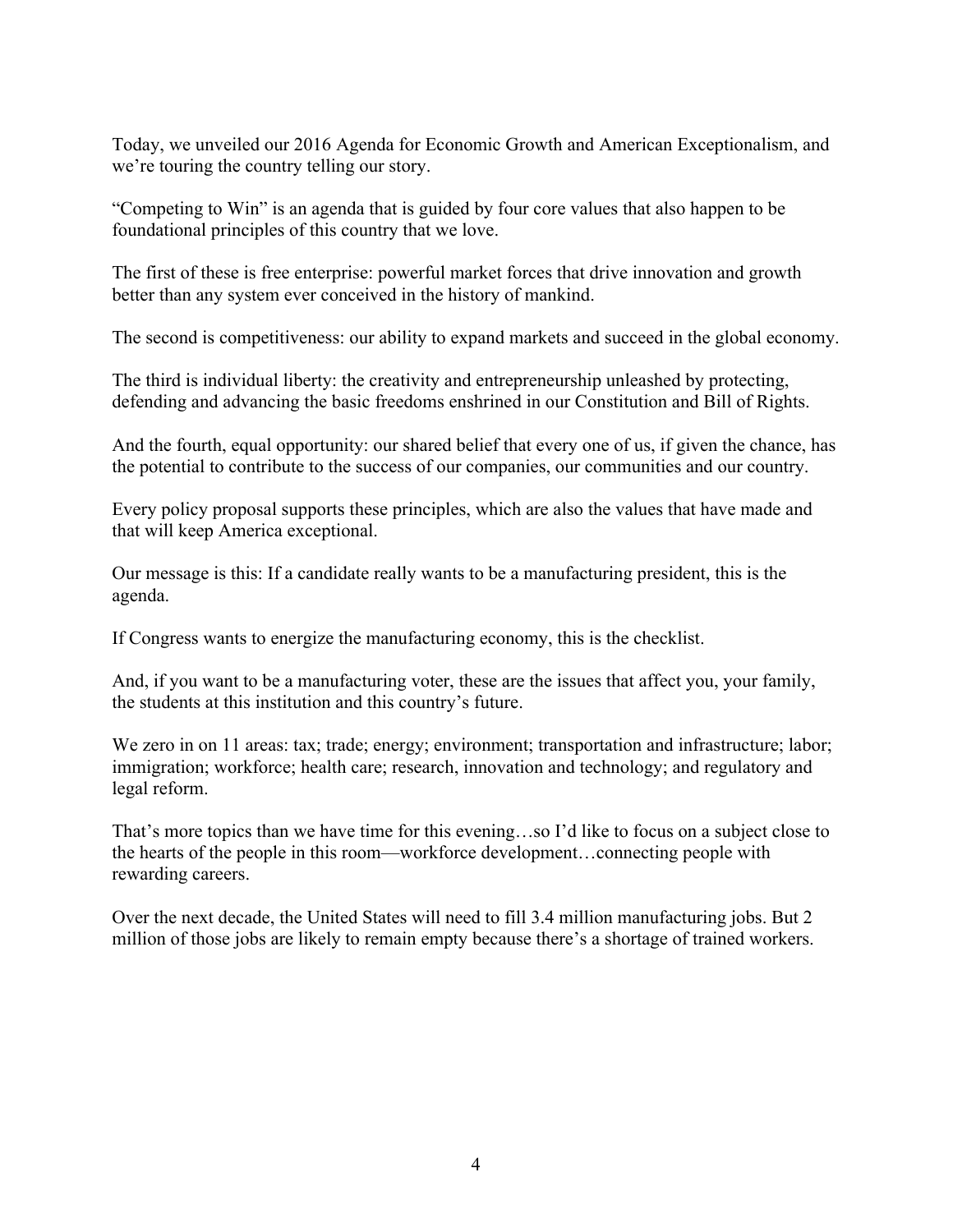Today, we unveiled our 2016 Agenda for Economic Growth and American Exceptionalism, and we're touring the country telling our story.

"Competing to Win" is an agenda that is guided by four core values that also happen to be foundational principles of this country that we love.

The first of these is free enterprise: powerful market forces that drive innovation and growth better than any system ever conceived in the history of mankind.

The second is competitiveness: our ability to expand markets and succeed in the global economy.

The third is individual liberty: the creativity and entrepreneurship unleashed by protecting, defending and advancing the basic freedoms enshrined in our Constitution and Bill of Rights.

And the fourth, equal opportunity: our shared belief that every one of us, if given the chance, has the potential to contribute to the success of our companies, our communities and our country.

Every policy proposal supports these principles, which are also the values that have made and that will keep America exceptional.

Our message is this: If a candidate really wants to be a manufacturing president, this is the agenda.

If Congress wants to energize the manufacturing economy, this is the checklist.

And, if you want to be a manufacturing voter, these are the issues that affect you, your family, the students at this institution and this country's future.

We zero in on 11 areas: tax; trade; energy; environment; transportation and infrastructure; labor; immigration; workforce; health care; research, innovation and technology; and regulatory and legal reform.

That's more topics than we have time for this evening…so I'd like to focus on a subject close to the hearts of the people in this room—workforce development…connecting people with rewarding careers.

Over the next decade, the United States will need to fill 3.4 million manufacturing jobs. But 2 million of those jobs are likely to remain empty because there's a shortage of trained workers.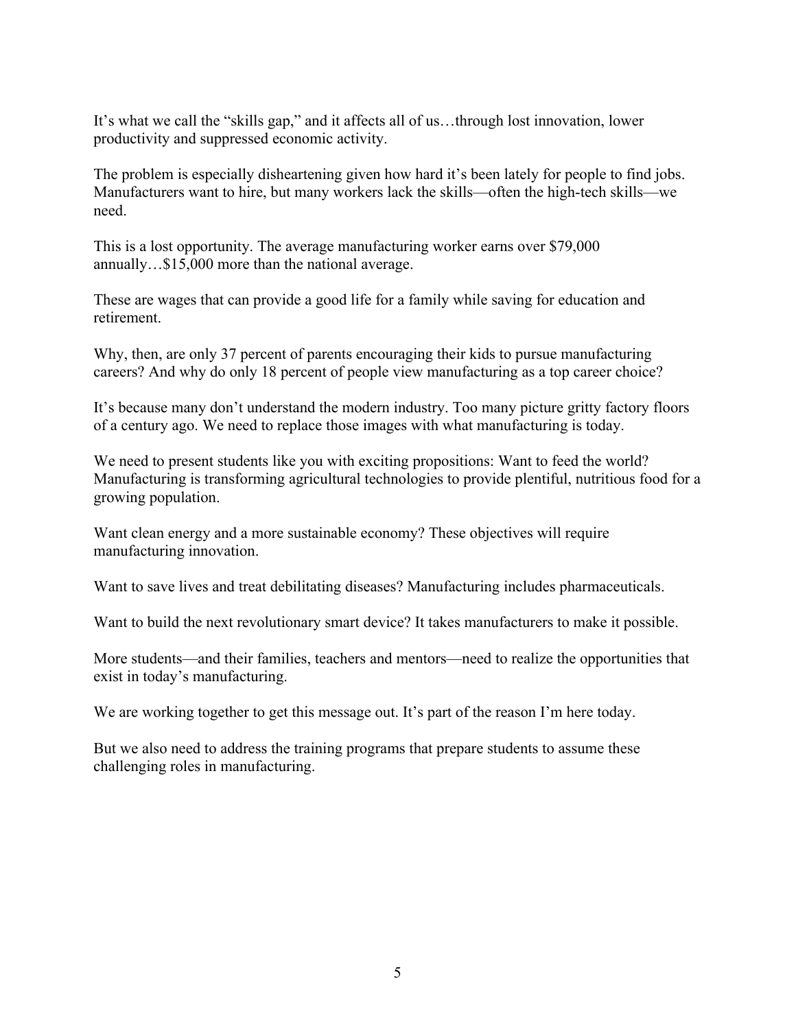It's what we call the "skills gap," and it affects all of us…through lost innovation, lower productivity and suppressed economic activity.

The problem is especially disheartening given how hard it's been lately for people to find jobs. Manufacturers want to hire, but many workers lack the skills—often the high-tech skills—we need.

This is a lost opportunity. The average manufacturing worker earns over $79,000 annually…$15,000 more than the national average.

These are wages that can provide a good life for a family while saving for education and retirement.

Why, then, are only 37 percent of parents encouraging their kids to pursue manufacturing careers? And why do only 18 percent of people view manufacturing as a top career choice?

It's because many don't understand the modern industry. Too many picture gritty factory floors of a century ago. We need to replace those images with what manufacturing is today.

We need to present students like you with exciting propositions: Want to feed the world? Manufacturing is transforming agricultural technologies to provide plentiful, nutritious food for a growing population.

Want clean energy and a more sustainable economy? These objectives will require manufacturing innovation.

Want to save lives and treat debilitating diseases? Manufacturing includes pharmaceuticals.

Want to build the next revolutionary smart device? It takes manufacturers to make it possible.

More students—and their families, teachers and mentors—need to realize the opportunities that exist in today's manufacturing.

We are working together to get this message out. It's part of the reason I'm here today.

But we also need to address the training programs that prepare students to assume these challenging roles in manufacturing.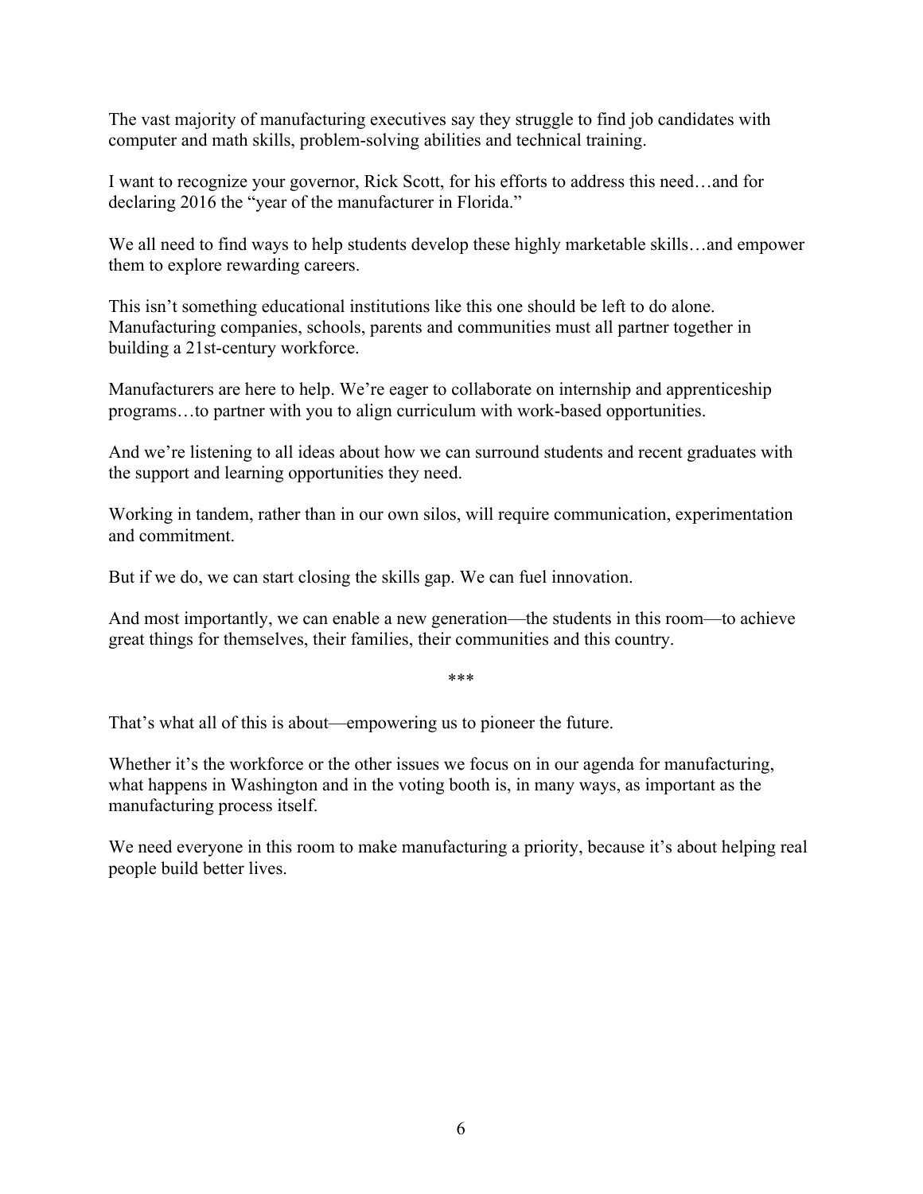The vast majority of manufacturing executives say they struggle to find job candidates with computer and math skills, problem-solving abilities and technical training.

I want to recognize your governor, Rick Scott, for his efforts to address this need…and for declaring 2016 the "year of the manufacturer in Florida."

We all need to find ways to help students develop these highly marketable skills…and empower them to explore rewarding careers.

This isn't something educational institutions like this one should be left to do alone. Manufacturing companies, schools, parents and communities must all partner together in building a 21st-century workforce.

Manufacturers are here to help. We're eager to collaborate on internship and apprenticeship programs…to partner with you to align curriculum with work-based opportunities.

And we're listening to all ideas about how we can surround students and recent graduates with the support and learning opportunities they need.

Working in tandem, rather than in our own silos, will require communication, experimentation and commitment.

But if we do, we can start closing the skills gap. We can fuel innovation.

And most importantly, we can enable a new generation—the students in this room—to achieve great things for themselves, their families, their communities and this country.

***

That's what all of this is about—empowering us to pioneer the future.

Whether it's the workforce or the other issues we focus on in our agenda for manufacturing, what happens in Washington and in the voting booth is, in many ways, as important as the manufacturing process itself.

We need everyone in this room to make manufacturing a priority, because it's about helping real people build better lives.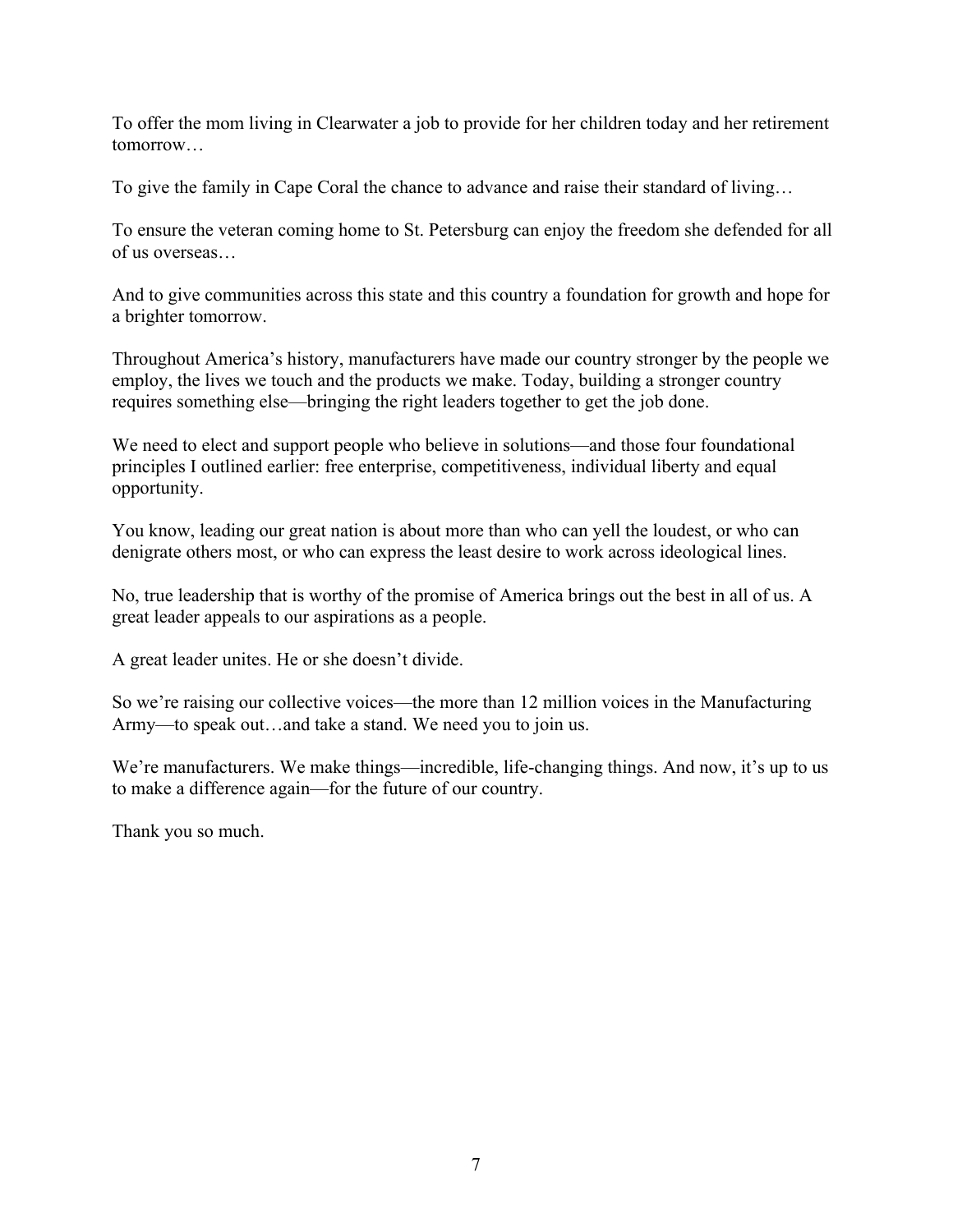To offer the mom living in Clearwater a job to provide for her children today and her retirement tomorrow…

To give the family in Cape Coral the chance to advance and raise their standard of living…

To ensure the veteran coming home to St. Petersburg can enjoy the freedom she defended for all of us overseas…

And to give communities across this state and this country a foundation for growth and hope for a brighter tomorrow.

Throughout America's history, manufacturers have made our country stronger by the people we employ, the lives we touch and the products we make. Today, building a stronger country requires something else—bringing the right leaders together to get the job done.

We need to elect and support people who believe in solutions—and those four foundational principles I outlined earlier: free enterprise, competitiveness, individual liberty and equal opportunity.

You know, leading our great nation is about more than who can yell the loudest, or who can denigrate others most, or who can express the least desire to work across ideological lines.

No, true leadership that is worthy of the promise of America brings out the best in all of us. A great leader appeals to our aspirations as a people.

A great leader unites. He or she doesn't divide.

So we're raising our collective voices—the more than 12 million voices in the Manufacturing Army—to speak out…and take a stand. We need you to join us.

We're manufacturers. We make things—incredible, life-changing things. And now, it's up to us to make a difference again—for the future of our country.

Thank you so much.